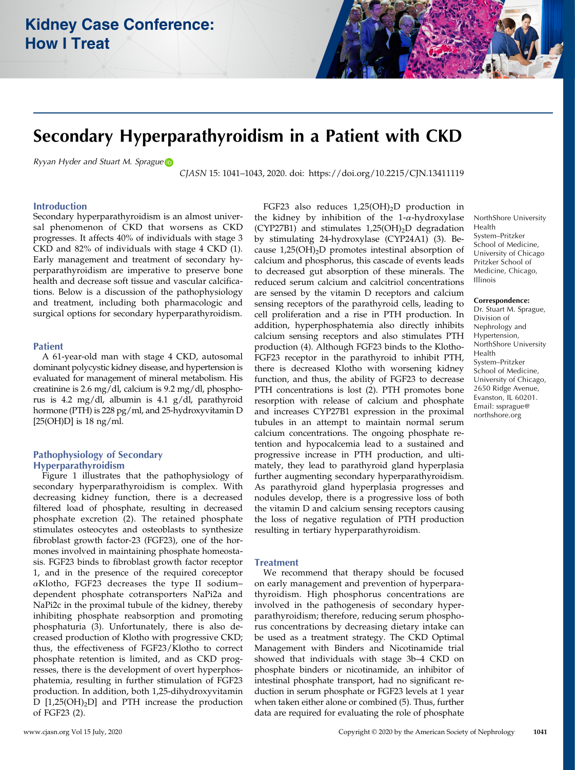Kidney Case Conference: How I Treat

# Secondary Hyperparathyroidism in a Patient with CKD

*Ryyan Hyder and Stuart M. Sprague*

CJASN 15: 1041–1043, 2020. doi: https://doi.org/10.2215/CJN.13411119

NorthShore University Health System–Pritzker School of Medicine, University of Chicago Pritzker School of Medicine, Chicago, Illinois

**Correspondence:** Dr. Stuart M. Sprague, Division of Nephrology and Hypertension, NorthShore University Health System–Pritzker School of Medicine, University of Chicago, 2650 Ridge Avenue, Evanston, IL 60201. Email: ssprague@northshore.org

## Introduction

Secondary hyperparathyroidism is an almost universal phenomenon of CKD that worsens as CKD progresses. It affects 40% of individuals with stage 3 CKD and 82% of individuals with stage 4 CKD (1). Early management and treatment of secondary hyperparathyroidism are imperative to preserve bone health and decrease soft tissue and vascular calcifications. Below is a discussion of the pathophysiology and treatment, including both pharmacologic and surgical options for secondary hyperparathyroidism.

## Patient

A 61-year-old man with stage 4 CKD, autosomal dominant polycystic kidney disease, and hypertension is evaluated for management of mineral metabolism. His creatinine is 2.6 mg/dl, calcium is 9.2 mg/dl, phosphorus is 4.2 mg/dl, albumin is 4.1 g/dl, parathyroid hormone (PTH) is 228 pg/ml, and 25-hydroxyvitamin D [25(OH)D] is 18 ng/ml.

## Pathophysiology of Secondary Hyperparathyroidism

Figure 1 illustrates that the pathophysiology of secondary hyperparathyroidism is complex. With decreasing kidney function, there is a decreased filtered load of phosphate, resulting in decreased phosphate excretion (2). The retained phosphate stimulates osteocytes and osteoblasts to synthesize fibroblast growth factor-23 (FGF23), one of the hormones involved in maintaining phosphate homeostasis. FGF23 binds to fibroblast growth factor receptor 1, and in the presence of the required coreceptor αKlotho, FGF23 decreases the type II sodium–dependent phosphate cotransporters NaPi2a and NaPi2c in the proximal tubule of the kidney, thereby inhibiting phosphate reabsorption and promoting phosphaturia (3). Unfortunately, there is also decreased production of Klotho with progressive CKD; thus, the effectiveness of FGF23/Klotho to correct phosphate retention is limited, and as CKD progresses, there is the development of overt hyperphosphatemia, resulting in further stimulation of FGF23 production. In addition, both 1,25-dihydroxyvitamin D [$1,25(OH)_2D$] and PTH increase the production of FGF23 (2).

FGF23 also reduces $1,25(OH)_2D$ production in the kidney by inhibition of the 1-α-hydroxylase (CYP27B1) and stimulates $1,25(OH)_2D$ degradation by stimulating 24-hydroxylase (CYP24A1) (3). Because $1,25(OH)_2D$ promotes intestinal absorption of calcium and phosphorus, this cascade of events leads to decreased gut absorption of these minerals. The reduced serum calcium and calcitriol concentrations are sensed by the vitamin D receptors and calcium sensing receptors of the parathyroid cells, leading to cell proliferation and a rise in PTH production. In addition, hyperphosphatemia also directly inhibits calcium sensing receptors and also stimulates PTH production (4). Although FGF23 binds to the Klotho-FGF23 receptor in the parathyroid to inhibit PTH, there is decreased Klotho with worsening kidney function, and thus, the ability of FGF23 to decrease PTH concentrations is lost (2). PTH promotes bone resorption with release of calcium and phosphate and increases CYP27B1 expression in the proximal tubules in an attempt to maintain normal serum calcium concentrations. The ongoing phosphate retention and hypocalcemia lead to a sustained and progressive increase in PTH production, and ultimately, they lead to parathyroid gland hyperplasia further augmenting secondary hyperparathyroidism. As parathyroid gland hyperplasia progresses and nodules develop, there is a progressive loss of both the vitamin D and calcium sensing receptors causing the loss of negative regulation of PTH production resulting in tertiary hyperparathyroidism.

## Treatment

We recommend that therapy should be focused on early management and prevention of hyperparathyroidism. High phosphorus concentrations are involved in the pathogenesis of secondary hyperparathyroidism; therefore, reducing serum phosphorus concentrations by decreasing dietary intake can be used as a treatment strategy. The CKD Optimal Management with Binders and Nicotinamide trial showed that individuals with stage 3b–4 CKD on phosphate binders or nicotinamide, an inhibitor of intestinal phosphate transport, had no significant reduction in serum phosphate or FGF23 levels at 1 year when taken either alone or combined (5). Thus, further data are required for evaluating the role of phosphate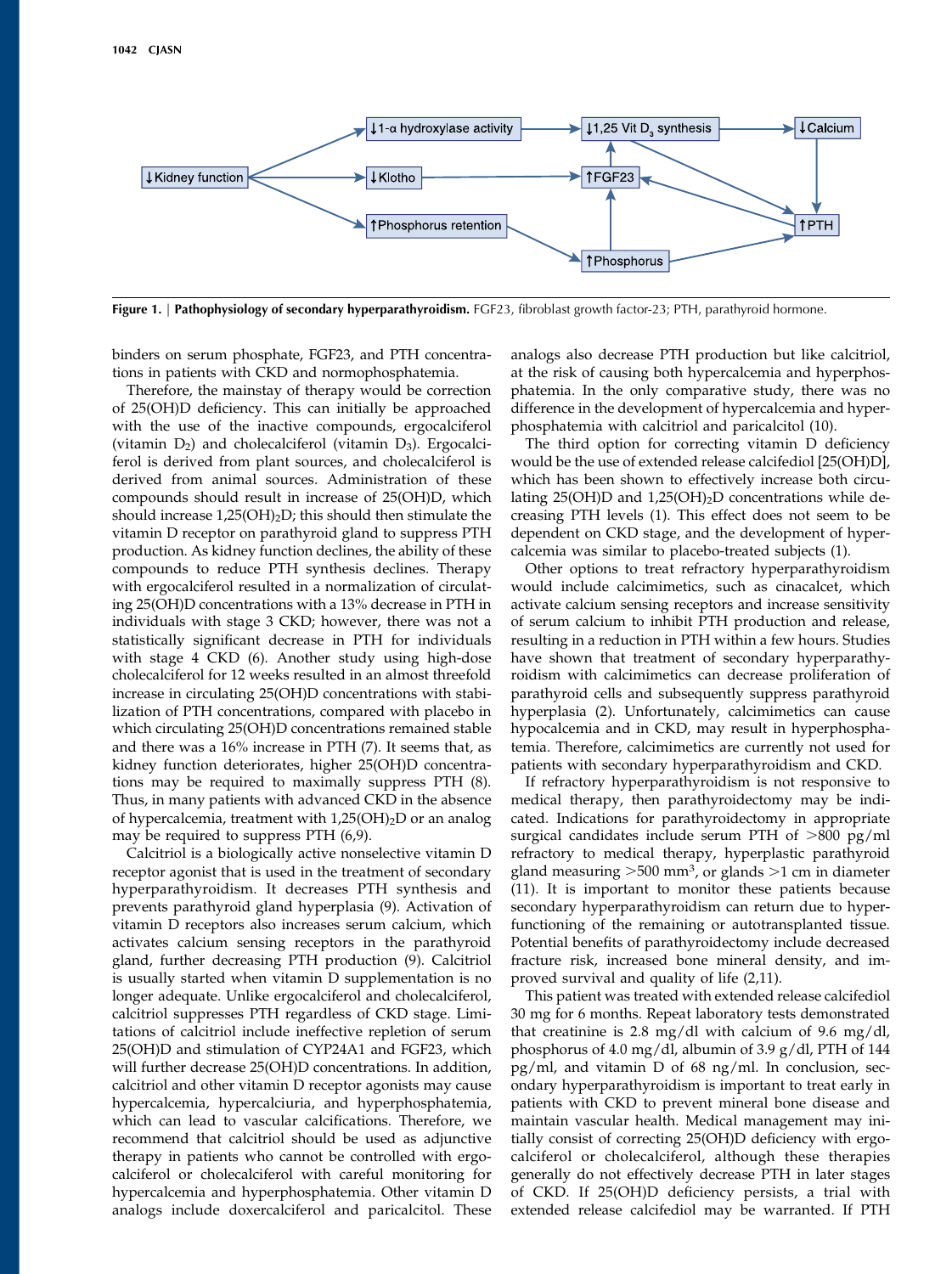↓Kidney function

↓1-α hydroxylase activity

↓Klotho

↑Phosphorus retention

↓1,25 Vit $D_3$ synthesis

↑FGF23

↑Phosphorus

↓Calcium

↑PTH

**Figure 1.** | **Pathophysiology of secondary hyperparathyroidism.** FGF23, fibroblast growth factor-23; PTH, parathyroid hormone.

binders on serum phosphate, FGF23, and PTH concentrations in patients with CKD and normophosphatemia.

Therefore, the mainstay of therapy would be correction of 25(OH)D deficiency. This can initially be approached with the use of the inactive compounds, ergocalciferol (vitamin $D_2$) and cholecalciferol (vitamin $D_3$). Ergocalciferol is derived from plant sources, and cholecalciferol is derived from animal sources. Administration of these compounds should result in increase of 25(OH)D, which should increase $1,25(OH)_2D$; this should then stimulate the vitamin D receptor on parathyroid gland to suppress PTH production. As kidney function declines, the ability of these compounds to reduce PTH synthesis declines. Therapy with ergocalciferol resulted in a normalization of circulating 25(OH)D concentrations with a 13% decrease in PTH in individuals with stage 3 CKD; however, there was not a statistically significant decrease in PTH for individuals with stage 4 CKD (6). Another study using high-dose cholecalciferol for 12 weeks resulted in an almost threefold increase in circulating 25(OH)D concentrations with stabilization of PTH concentrations, compared with placebo in which circulating 25(OH)D concentrations remained stable and there was a 16% increase in PTH (7). It seems that, as kidney function deteriorates, higher 25(OH)D concentrations may be required to maximally suppress PTH (8). Thus, in many patients with advanced CKD in the absence of hypercalcemia, treatment with $1,25(OH)_2D$ or an analog may be required to suppress PTH (6,9).

Calcitriol is a biologically active nonselective vitamin D receptor agonist that is used in the treatment of secondary hyperparathyroidism. It decreases PTH synthesis and prevents parathyroid gland hyperplasia (9). Activation of vitamin D receptors also increases serum calcium, which activates calcium sensing receptors in the parathyroid gland, further decreasing PTH production (9). Calcitriol is usually started when vitamin D supplementation is no longer adequate. Unlike ergocalciferol and cholecalciferol, calcitriol suppresses PTH regardless of CKD stage. Limitations of calcitriol include ineffective repletion of serum 25(OH)D and stimulation of CYP24A1 and FGF23, which will further decrease 25(OH)D concentrations. In addition, calcitriol and other vitamin D receptor agonists may cause hypercalcemia, hypercalciuria, and hyperphosphatemia, which can lead to vascular calcifications. Therefore, we recommend that calcitriol should be used as adjunctive therapy in patients who cannot be controlled with ergocalciferol or cholecalciferol with careful monitoring for hypercalcemia and hyperphosphatemia. Other vitamin D analogs include doxercalciferol and paricalcitol. These analogs also decrease PTH production but like calcitriol, at the risk of causing both hypercalcemia and hyperphosphatemia. In the only comparative study, there was no difference in the development of hypercalcemia and hyperphosphatemia with calcitriol and paricalcitol (10).

The third option for correcting vitamin D deficiency would be the use of extended release calcifediol [25(OH)D], which has been shown to effectively increase both circulating 25(OH)D and $1,25(OH)_2D$ concentrations while decreasing PTH levels (1). This effect does not seem to be dependent on CKD stage, and the development of hypercalcemia was similar to placebo-treated subjects (1).

Other options to treat refractory hyperparathyroidism would include calcimimetics, such as cinacalcet, which activate calcium sensing receptors and increase sensitivity of serum calcium to inhibit PTH production and release, resulting in a reduction in PTH within a few hours. Studies have shown that treatment of secondary hyperparathyroidism with calcimimetics can decrease proliferation of parathyroid cells and subsequently suppress parathyroid hyperplasia (2). Unfortunately, calcimimetics can cause hypocalcemia and in CKD, may result in hyperphosphatemia. Therefore, calcimimetics are currently not used for patients with secondary hyperparathyroidism and CKD.

If refractory hyperparathyroidism is not responsive to medical therapy, then parathyroidectomy may be indicated. Indications for parathyroidectomy in appropriate surgical candidates include serum PTH of >800 pg/ml refractory to medical therapy, hyperplastic parathyroid gland measuring >500 $mm^3$, or glands >1 cm in diameter (11). It is important to monitor these patients because secondary hyperparathyroidism can return due to hyperfunctioning of the remaining or autotransplanted tissue. Potential benefits of parathyroidectomy include decreased fracture risk, increased bone mineral density, and improved survival and quality of life (2,11).

This patient was treated with extended release calcifediol 30 mg for 6 months. Repeat laboratory tests demonstrated that creatinine is 2.8 mg/dl with calcium of 9.6 mg/dl, phosphorus of 4.0 mg/dl, albumin of 3.9 g/dl, PTH of 144 pg/ml, and vitamin D of 68 ng/ml. In conclusion, secondary hyperparathyroidism is important to treat early in patients with CKD to prevent mineral bone disease and maintain vascular health. Medical management may initially consist of correcting 25(OH)D deficiency with ergocalciferol or cholecalciferol, although these therapies generally do not effectively decrease PTH in later stages of CKD. If 25(OH)D deficiency persists, a trial with extended release calcifediol may be warranted. If PTH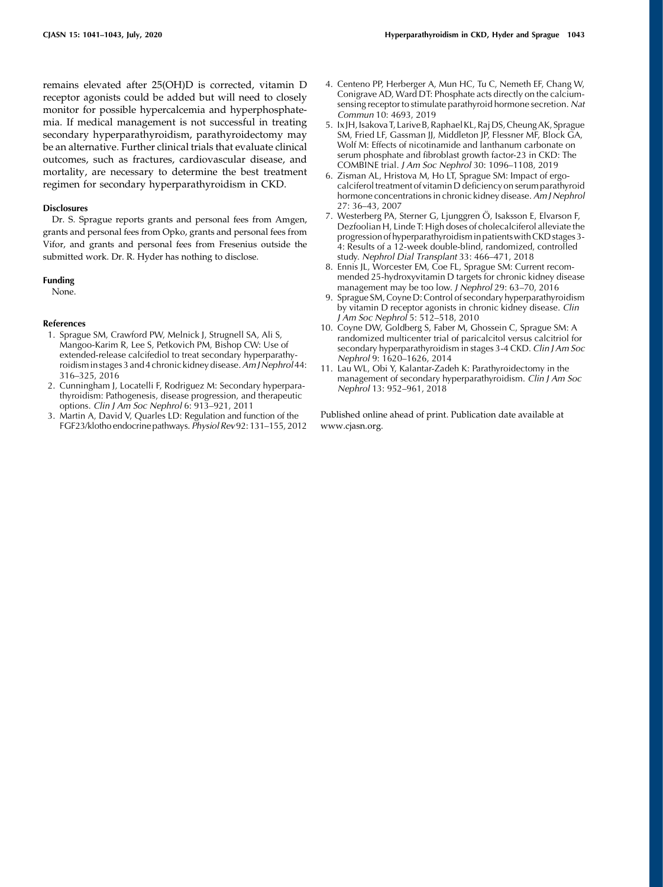remains elevated after 25(OH)D is corrected, vitamin D receptor agonists could be added but will need to closely monitor for possible hypercalcemia and hyperphosphatemia. If medical management is not successful in treating secondary hyperparathyroidism, parathyroidectomy may be an alternative. Further clinical trials that evaluate clinical outcomes, such as fractures, cardiovascular disease, and mortality, are necessary to determine the best treatment regimen for secondary hyperparathyroidism in CKD.

#### Disclosures

Dr. S. Sprague reports grants and personal fees from Amgen, grants and personal fees from Opko, grants and personal fees from Vifor, and grants and personal fees from Fresenius outside the submitted work. Dr. R. Hyder has nothing to disclose.

#### Funding

None.

#### References

1. Sprague SM, Crawford PW, Melnick J, Strugnell SA, Ali S, Mangoo-Karim R, Lee S, Petkovich PM, Bishop CW: Use of extended-release calcifediol to treat secondary hyperparathyroidism in stages 3 and 4 chronic kidney disease. *Am J Nephrol* 44: 316–325, 2016
2. Cunningham J, Locatelli F, Rodriguez M: Secondary hyperparathyroidism: Pathogenesis, disease progression, and therapeutic options. *Clin J Am Soc Nephrol* 6: 913–921, 2011
3. Martin A, David V, Quarles LD: Regulation and function of the FGF23/klotho endocrine pathways. *Physiol Rev* 92: 131–155, 2012
4. Centeno PP, Herberger A, Mun HC, Tu C, Nemeth EF, Chang W, Conigrave AD, Ward DT: Phosphate acts directly on the calcium-sensing receptor to stimulate parathyroid hormone secretion. *Nat Commun* 10: 4693, 2019
5. Ix JH, Isakova T, Larive B, Raphael KL, Raj DS, Cheung AK, Sprague SM, Fried LF, Gassman JJ, Middleton JP, Flessner MF, Block GA, Wolf M: Effects of nicotinamide and lanthanum carbonate on serum phosphate and fibroblast growth factor-23 in CKD: The COMBINE trial. *J Am Soc Nephrol* 30: 1096–1108, 2019
6. Zisman AL, Hristova M, Ho LT, Sprague SM: Impact of ergocalciferol treatment of vitamin D deficiency on serum parathyroid hormone concentrations in chronic kidney disease. *Am J Nephrol* 27: 36–43, 2007
7. Westerberg PA, Sterner G, Ljunggren Ö, Isaksson E, Elvarson F, Dezfoolian H, Linde T: High doses of cholecalciferol alleviate the progression of hyperparathyroidism in patients with CKD stages 3-4: Results of a 12-week double-blind, randomized, controlled study. *Nephrol Dial Transplant* 33: 466–471, 2018
8. Ennis JL, Worcester EM, Coe FL, Sprague SM: Current recommended 25-hydroxyvitamin D targets for chronic kidney disease management may be too low. *J Nephrol* 29: 63–70, 2016
9. Sprague SM, Coyne D: Control of secondary hyperparathyroidism by vitamin D receptor agonists in chronic kidney disease. *Clin J Am Soc Nephrol* 5: 512–518, 2010
10. Coyne DW, Goldberg S, Faber M, Ghossein C, Sprague SM: A randomized multicenter trial of paricalcitol versus calcitriol for secondary hyperparathyroidism in stages 3-4 CKD. *Clin J Am Soc Nephrol* 9: 1620–1626, 2014
11. Lau WL, Obi Y, Kalantar-Zadeh K: Parathyroidectomy in the management of secondary hyperparathyroidism. *Clin J Am Soc Nephrol* 13: 952–961, 2018

Published online ahead of print. Publication date available at www.cjasn.org.